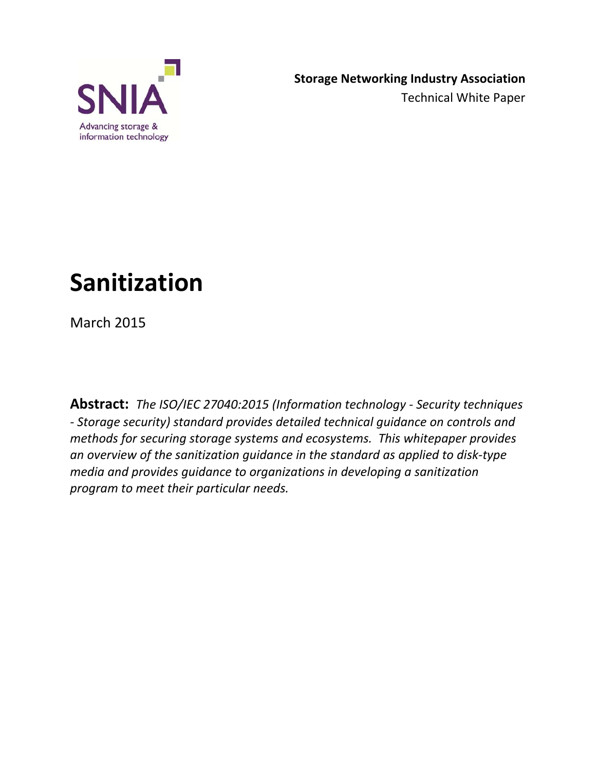SNIA

Advancing storage & information technology

**Storage Networking Industry Association**

Technical White Paper

# Sanitization

March 2015

**Abstract:** *The ISO/IEC 27040:2015 (Information technology - Security techniques - Storage security) standard provides detailed technical guidance on controls and methods for securing storage systems and ecosystems. This whitepaper provides an overview of the sanitization guidance in the standard as applied to disk-type media and provides guidance to organizations in developing a sanitization program to meet their particular needs.*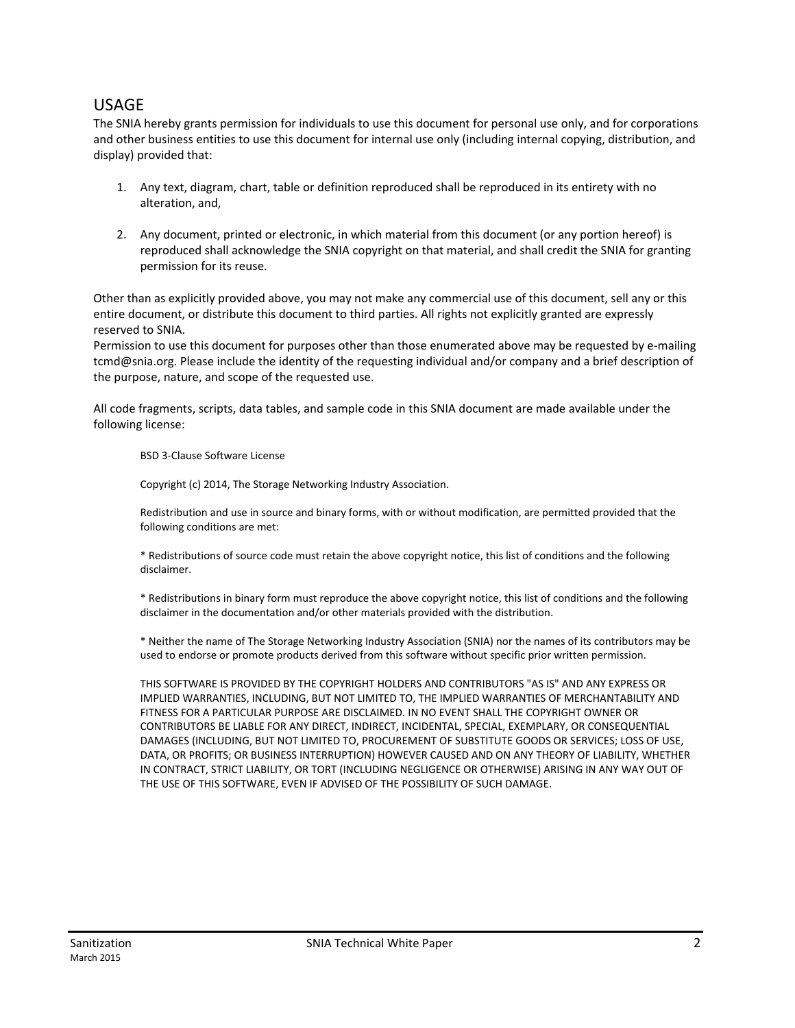## USAGE

The SNIA hereby grants permission for individuals to use this document for personal use only, and for corporations and other business entities to use this document for internal use only (including internal copying, distribution, and display) provided that:

1. Any text, diagram, chart, table or definition reproduced shall be reproduced in its entirety with no alteration, and,

2. Any document, printed or electronic, in which material from this document (or any portion hereof) is reproduced shall acknowledge the SNIA copyright on that material, and shall credit the SNIA for granting permission for its reuse.

Other than as explicitly provided above, you may not make any commercial use of this document, sell any or this entire document, or distribute this document to third parties. All rights not explicitly granted are expressly reserved to SNIA.
Permission to use this document for purposes other than those enumerated above may be requested by e-mailing tcmd@snia.org. Please include the identity of the requesting individual and/or company and a brief description of the purpose, nature, and scope of the requested use.

All code fragments, scripts, data tables, and sample code in this SNIA document are made available under the following license:

> BSD 3-Clause Software License
>
> Copyright (c) 2014, The Storage Networking Industry Association.
>
> Redistribution and use in source and binary forms, with or without modification, are permitted provided that the following conditions are met:
>
> * Redistributions of source code must retain the above copyright notice, this list of conditions and the following disclaimer.
>
> * Redistributions in binary form must reproduce the above copyright notice, this list of conditions and the following disclaimer in the documentation and/or other materials provided with the distribution.
>
> * Neither the name of The Storage Networking Industry Association (SNIA) nor the names of its contributors may be used to endorse or promote products derived from this software without specific prior written permission.
>
> THIS SOFTWARE IS PROVIDED BY THE COPYRIGHT HOLDERS AND CONTRIBUTORS "AS IS" AND ANY EXPRESS OR IMPLIED WARRANTIES, INCLUDING, BUT NOT LIMITED TO, THE IMPLIED WARRANTIES OF MERCHANTABILITY AND FITNESS FOR A PARTICULAR PURPOSE ARE DISCLAIMED. IN NO EVENT SHALL THE COPYRIGHT OWNER OR CONTRIBUTORS BE LIABLE FOR ANY DIRECT, INDIRECT, INCIDENTAL, SPECIAL, EXEMPLARY, OR CONSEQUENTIAL DAMAGES (INCLUDING, BUT NOT LIMITED TO, PROCUREMENT OF SUBSTITUTE GOODS OR SERVICES; LOSS OF USE, DATA, OR PROFITS; OR BUSINESS INTERRUPTION) HOWEVER CAUSED AND ON ANY THEORY OF LIABILITY, WHETHER IN CONTRACT, STRICT LIABILITY, OR TORT (INCLUDING NEGLIGENCE OR OTHERWISE) ARISING IN ANY WAY OUT OF THE USE OF THIS SOFTWARE, EVEN IF ADVISED OF THE POSSIBILITY OF SUCH DAMAGE.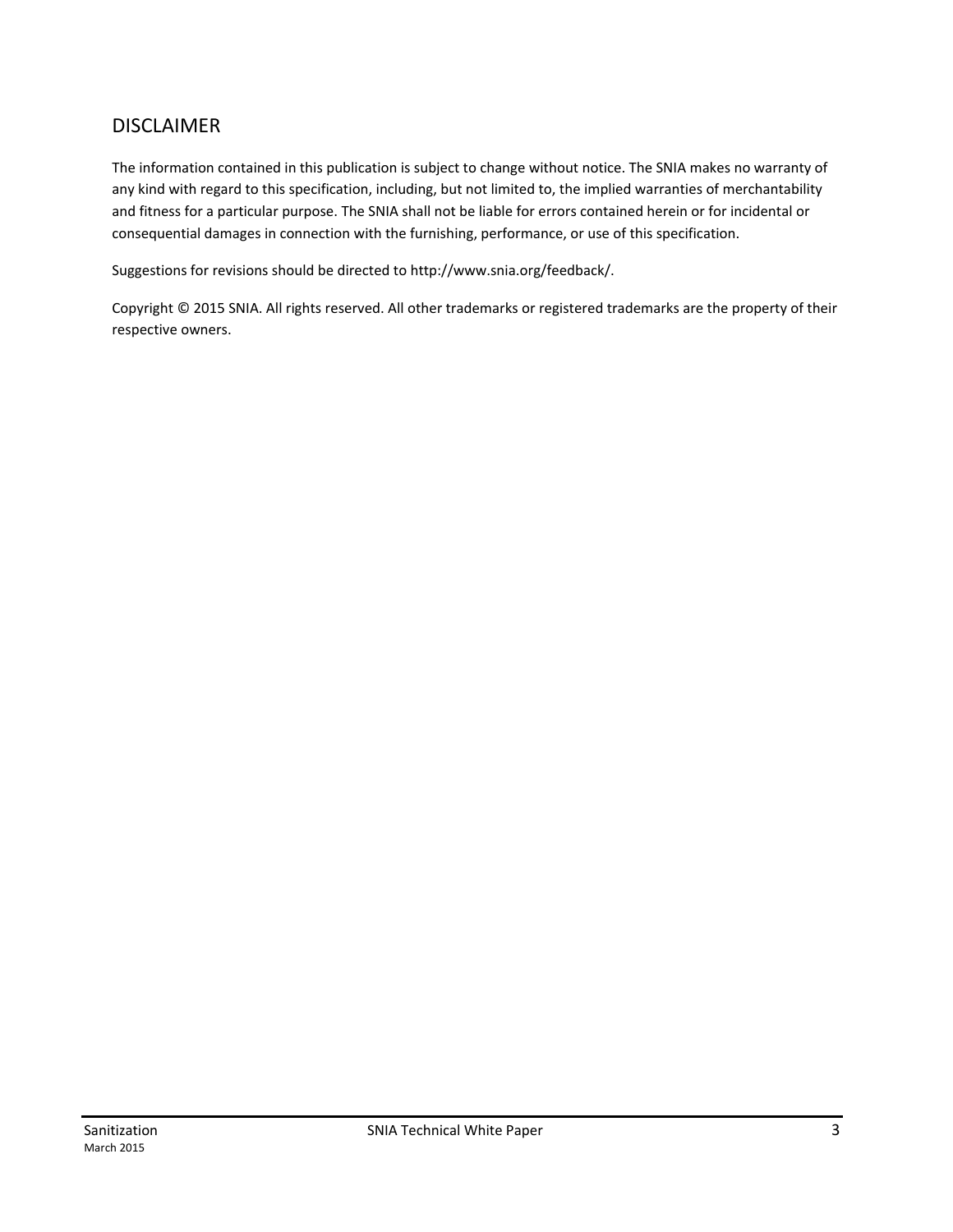## DISCLAIMER

The information contained in this publication is subject to change without notice. The SNIA makes no warranty of any kind with regard to this specification, including, but not limited to, the implied warranties of merchantability and fitness for a particular purpose. The SNIA shall not be liable for errors contained herein or for incidental or consequential damages in connection with the furnishing, performance, or use of this specification.

Suggestions for revisions should be directed to http://www.snia.org/feedback/.

Copyright © 2015 SNIA. All rights reserved. All other trademarks or registered trademarks are the property of their respective owners.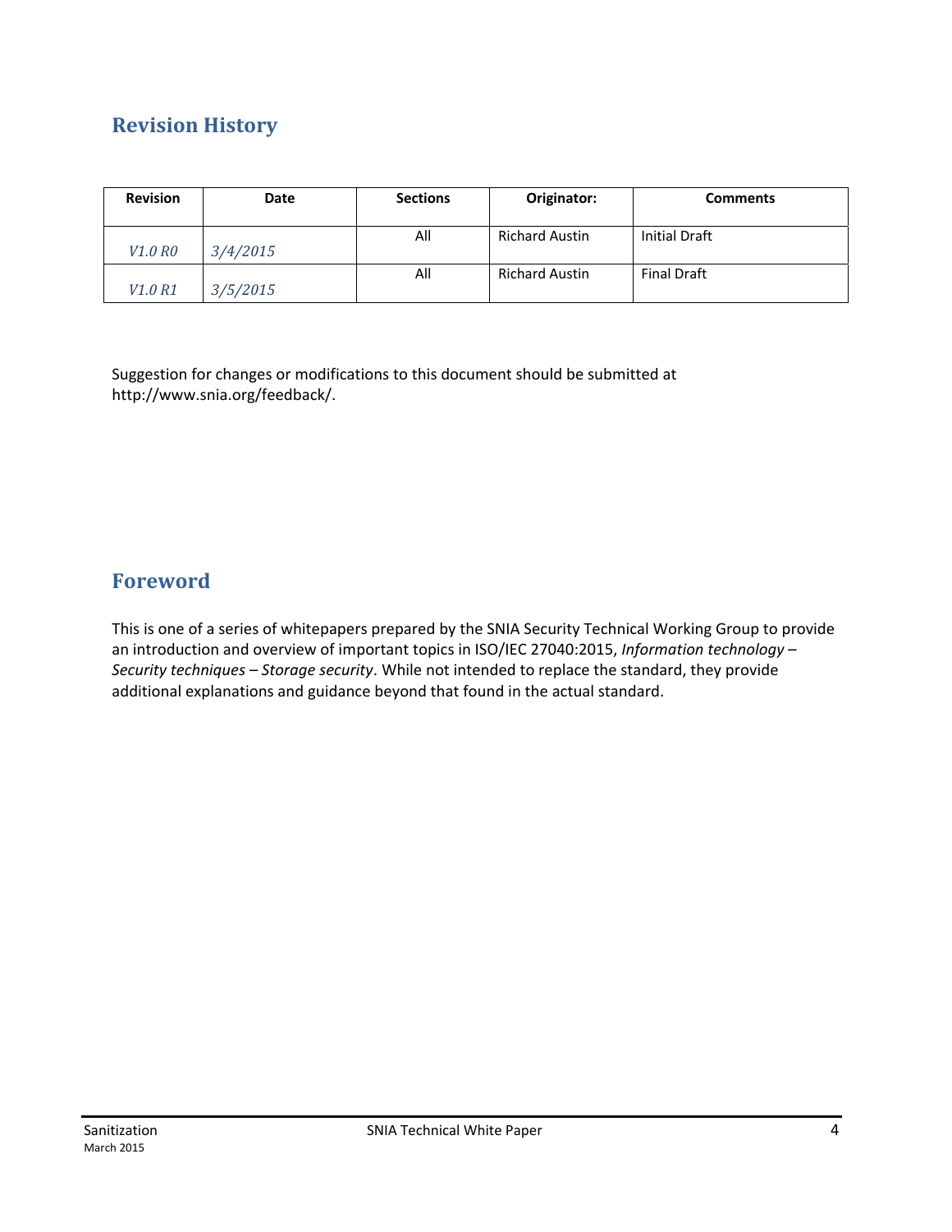## Revision History

| Revision | Date | Sections | Originator: | Comments |
|---|---|---|---|---|
| *V1.0 R0* | *3/4/2015* | All | Richard Austin | Initial Draft |
| *V1.0 R1* | *3/5/2015* | All | Richard Austin | Final Draft |

Suggestion for changes or modifications to this document should be submitted at http://www.snia.org/feedback/.

## Foreword

This is one of a series of whitepapers prepared by the SNIA Security Technical Working Group to provide an introduction and overview of important topics in ISO/IEC 27040:2015, *Information technology – Security techniques – Storage security*. While not intended to replace the standard, they provide additional explanations and guidance beyond that found in the actual standard.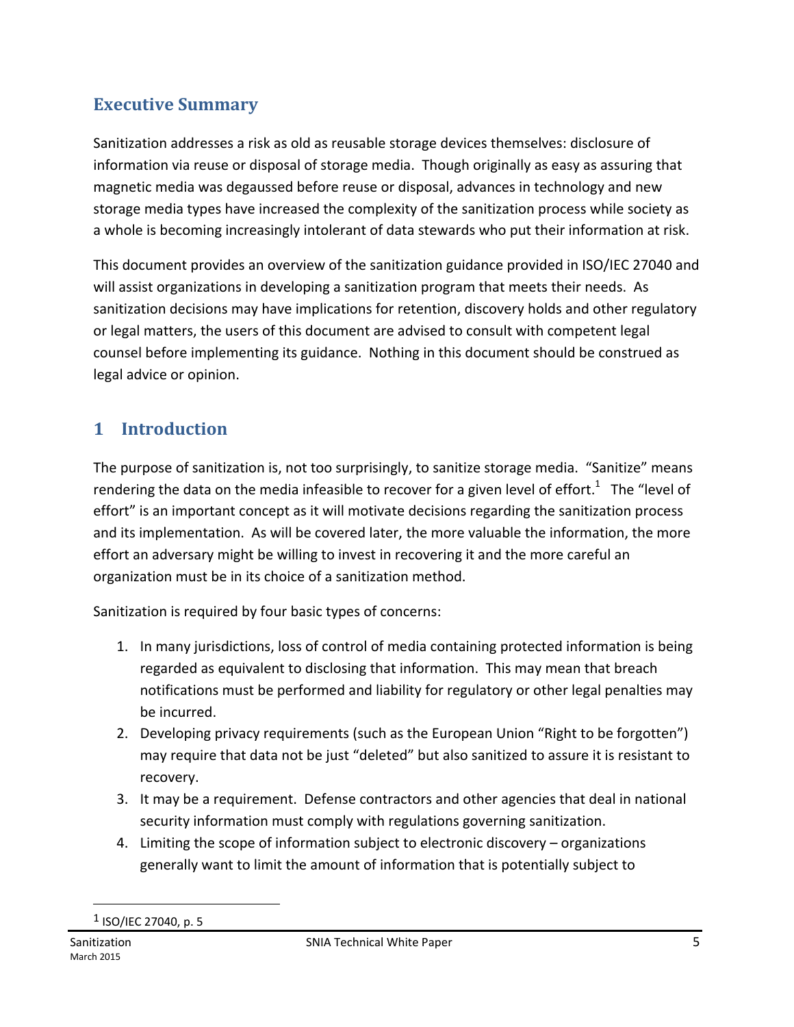## Executive Summary

Sanitization addresses a risk as old as reusable storage devices themselves: disclosure of information via reuse or disposal of storage media. Though originally as easy as assuring that magnetic media was degaussed before reuse or disposal, advances in technology and new storage media types have increased the complexity of the sanitization process while society as a whole is becoming increasingly intolerant of data stewards who put their information at risk.

This document provides an overview of the sanitization guidance provided in ISO/IEC 27040 and will assist organizations in developing a sanitization program that meets their needs. As sanitization decisions may have implications for retention, discovery holds and other regulatory or legal matters, the users of this document are advised to consult with competent legal counsel before implementing its guidance. Nothing in this document should be construed as legal advice or opinion.

## 1 Introduction

The purpose of sanitization is, not too surprisingly, to sanitize storage media. "Sanitize" means rendering the data on the media infeasible to recover for a given level of effort.[1] The "level of effort" is an important concept as it will motivate decisions regarding the sanitization process and its implementation. As will be covered later, the more valuable the information, the more effort an adversary might be willing to invest in recovering it and the more careful an organization must be in its choice of a sanitization method.

Sanitization is required by four basic types of concerns:

1. In many jurisdictions, loss of control of media containing protected information is being regarded as equivalent to disclosing that information. This may mean that breach notifications must be performed and liability for regulatory or other legal penalties may be incurred.
2. Developing privacy requirements (such as the European Union "Right to be forgotten") may require that data not be just "deleted" but also sanitized to assure it is resistant to recovery.
3. It may be a requirement. Defense contractors and other agencies that deal in national security information must comply with regulations governing sanitization.
4. Limiting the scope of information subject to electronic discovery – organizations generally want to limit the amount of information that is potentially subject to

[1] ISO/IEC 27040, p. 5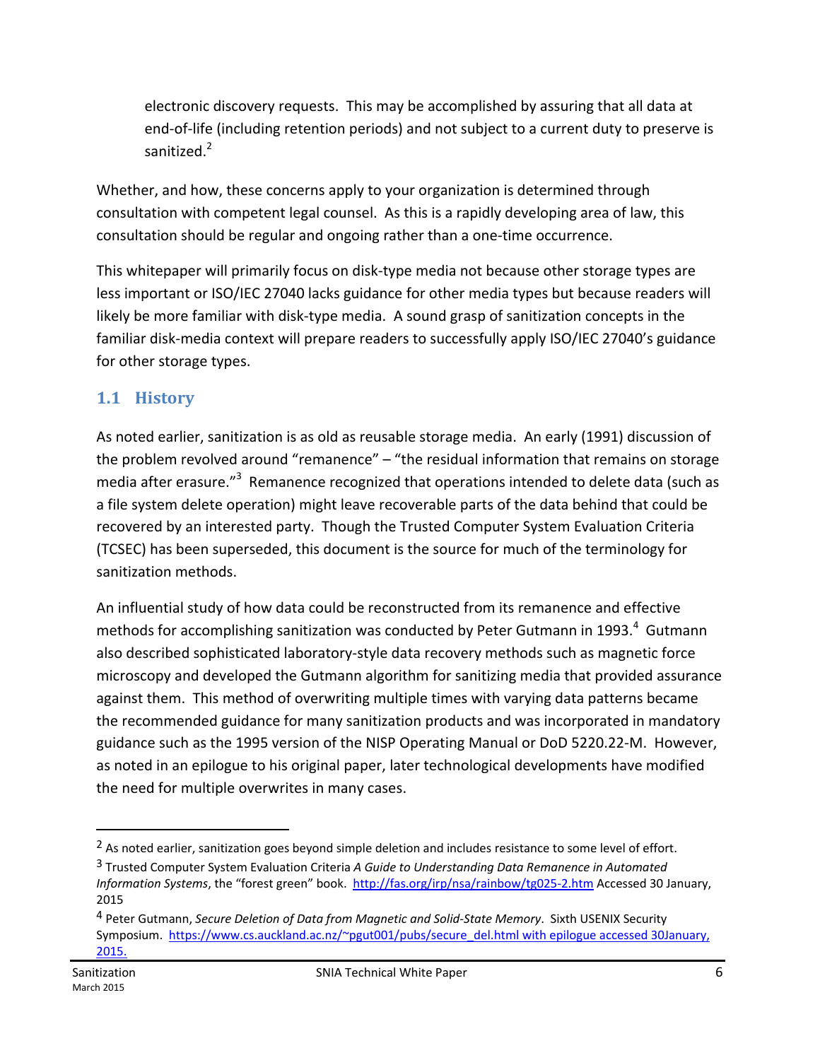electronic discovery requests. This may be accomplished by assuring that all data at end-of-life (including retention periods) and not subject to a current duty to preserve is sanitized.[2]

Whether, and how, these concerns apply to your organization is determined through consultation with competent legal counsel. As this is a rapidly developing area of law, this consultation should be regular and ongoing rather than a one-time occurrence.

This whitepaper will primarily focus on disk-type media not because other storage types are less important or ISO/IEC 27040 lacks guidance for other media types but because readers will likely be more familiar with disk-type media. A sound grasp of sanitization concepts in the familiar disk-media context will prepare readers to successfully apply ISO/IEC 27040's guidance for other storage types.

## 1.1 History

As noted earlier, sanitization is as old as reusable storage media. An early (1991) discussion of the problem revolved around "remanence" – "the residual information that remains on storage media after erasure."[3] Remanence recognized that operations intended to delete data (such as a file system delete operation) might leave recoverable parts of the data behind that could be recovered by an interested party. Though the Trusted Computer System Evaluation Criteria (TCSEC) has been superseded, this document is the source for much of the terminology for sanitization methods.

An influential study of how data could be reconstructed from its remanence and effective methods for accomplishing sanitization was conducted by Peter Gutmann in 1993.[4] Gutmann also described sophisticated laboratory-style data recovery methods such as magnetic force microscopy and developed the Gutmann algorithm for sanitizing media that provided assurance against them. This method of overwriting multiple times with varying data patterns became the recommended guidance for many sanitization products and was incorporated in mandatory guidance such as the 1995 version of the NISP Operating Manual or DoD 5220.22-M. However, as noted in an epilogue to his original paper, later technological developments have modified the need for multiple overwrites in many cases.

---

[2] As noted earlier, sanitization goes beyond simple deletion and includes resistance to some level of effort.

[3] Trusted Computer System Evaluation Criteria *A Guide to Understanding Data Remanence in Automated Information Systems*, the "forest green" book. http://fas.org/irp/nsa/rainbow/tg025-2.htm Accessed 30 January, 2015

[4] Peter Gutmann, *Secure Deletion of Data from Magnetic and Solid-State Memory*. Sixth USENIX Security Symposium. https://www.cs.auckland.ac.nz/~pgut001/pubs/secure_del.html with epilogue accessed 30January, 2015.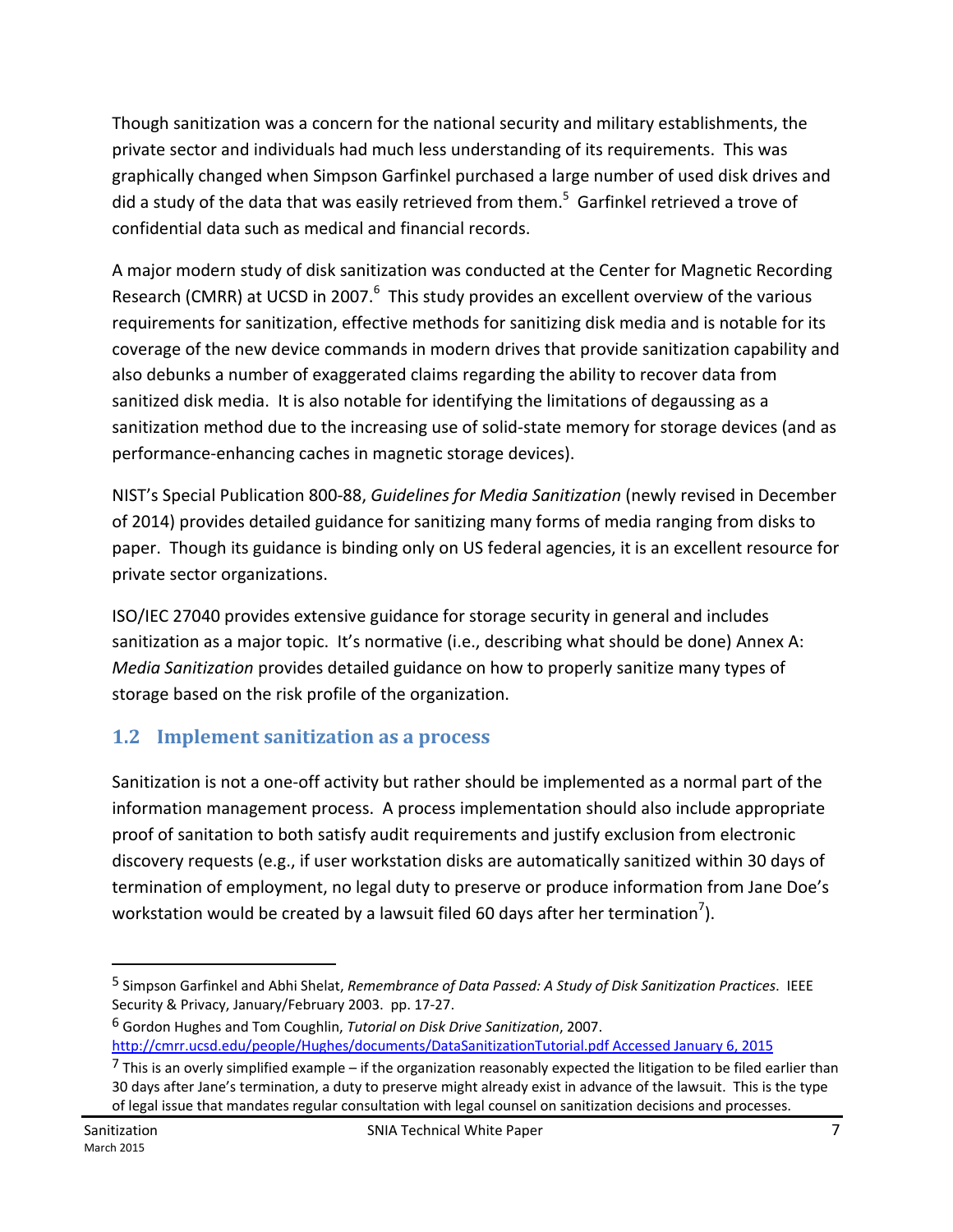Though sanitization was a concern for the national security and military establishments, the private sector and individuals had much less understanding of its requirements. This was graphically changed when Simpson Garfinkel purchased a large number of used disk drives and did a study of the data that was easily retrieved from them.[5] Garfinkel retrieved a trove of confidential data such as medical and financial records.

A major modern study of disk sanitization was conducted at the Center for Magnetic Recording Research (CMRR) at UCSD in 2007.[6] This study provides an excellent overview of the various requirements for sanitization, effective methods for sanitizing disk media and is notable for its coverage of the new device commands in modern drives that provide sanitization capability and also debunks a number of exaggerated claims regarding the ability to recover data from sanitized disk media. It is also notable for identifying the limitations of degaussing as a sanitization method due to the increasing use of solid-state memory for storage devices (and as performance-enhancing caches in magnetic storage devices).

NIST's Special Publication 800-88, *Guidelines for Media Sanitization* (newly revised in December of 2014) provides detailed guidance for sanitizing many forms of media ranging from disks to paper. Though its guidance is binding only on US federal agencies, it is an excellent resource for private sector organizations.

ISO/IEC 27040 provides extensive guidance for storage security in general and includes sanitization as a major topic. It's normative (i.e., describing what should be done) Annex A: *Media Sanitization* provides detailed guidance on how to properly sanitize many types of storage based on the risk profile of the organization.

## 1.2 Implement sanitization as a process

Sanitization is not a one-off activity but rather should be implemented as a normal part of the information management process. A process implementation should also include appropriate proof of sanitation to both satisfy audit requirements and justify exclusion from electronic discovery requests (e.g., if user workstation disks are automatically sanitized within 30 days of termination of employment, no legal duty to preserve or produce information from Jane Doe's workstation would be created by a lawsuit filed 60 days after her termination[7]).

---

[5] Simpson Garfinkel and Abhi Shelat, *Remembrance of Data Passed: A Study of Disk Sanitization Practices*. IEEE Security & Privacy, January/February 2003. pp. 17-27.

[6] Gordon Hughes and Tom Coughlin, *Tutorial on Disk Drive Sanitization*, 2007. http://cmrr.ucsd.edu/people/Hughes/documents/DataSanitizationTutorial.pdf Accessed January 6, 2015

[7] This is an overly simplified example – if the organization reasonably expected the litigation to be filed earlier than 30 days after Jane's termination, a duty to preserve might already exist in advance of the lawsuit. This is the type of legal issue that mandates regular consultation with legal counsel on sanitization decisions and processes.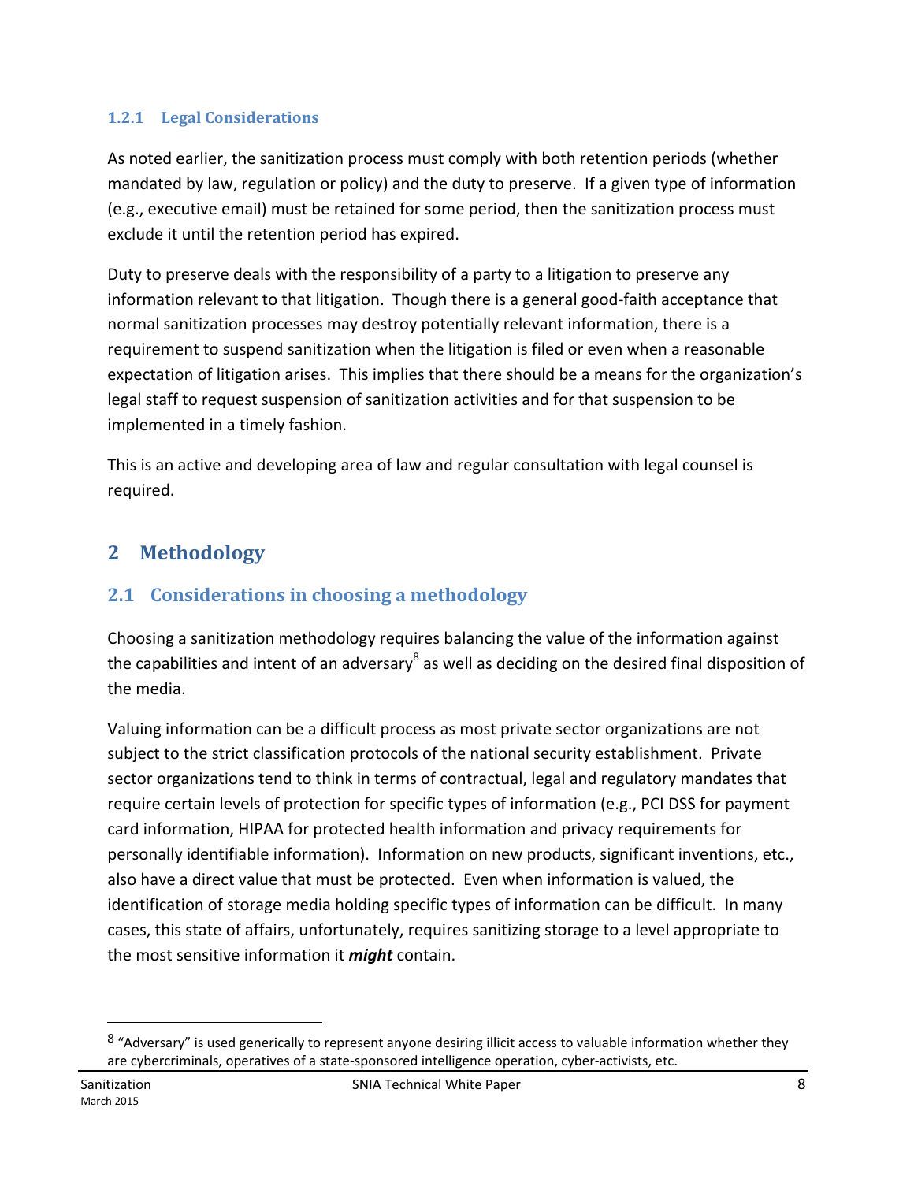### 1.2.1 Legal Considerations

As noted earlier, the sanitization process must comply with both retention periods (whether mandated by law, regulation or policy) and the duty to preserve. If a given type of information (e.g., executive email) must be retained for some period, then the sanitization process must exclude it until the retention period has expired.

Duty to preserve deals with the responsibility of a party to a litigation to preserve any information relevant to that litigation. Though there is a general good-faith acceptance that normal sanitization processes may destroy potentially relevant information, there is a requirement to suspend sanitization when the litigation is filed or even when a reasonable expectation of litigation arises. This implies that there should be a means for the organization's legal staff to request suspension of sanitization activities and for that suspension to be implemented in a timely fashion.

This is an active and developing area of law and regular consultation with legal counsel is required.

# 2 Methodology

## 2.1 Considerations in choosing a methodology

Choosing a sanitization methodology requires balancing the value of the information against the capabilities and intent of an adversary[8] as well as deciding on the desired final disposition of the media.

Valuing information can be a difficult process as most private sector organizations are not subject to the strict classification protocols of the national security establishment. Private sector organizations tend to think in terms of contractual, legal and regulatory mandates that require certain levels of protection for specific types of information (e.g., PCI DSS for payment card information, HIPAA for protected health information and privacy requirements for personally identifiable information). Information on new products, significant inventions, etc., also have a direct value that must be protected. Even when information is valued, the identification of storage media holding specific types of information can be difficult. In many cases, this state of affairs, unfortunately, requires sanitizing storage to a level appropriate to the most sensitive information it ***might*** contain.

[8] "Adversary" is used generically to represent anyone desiring illicit access to valuable information whether they are cybercriminals, operatives of a state-sponsored intelligence operation, cyber-activists, etc.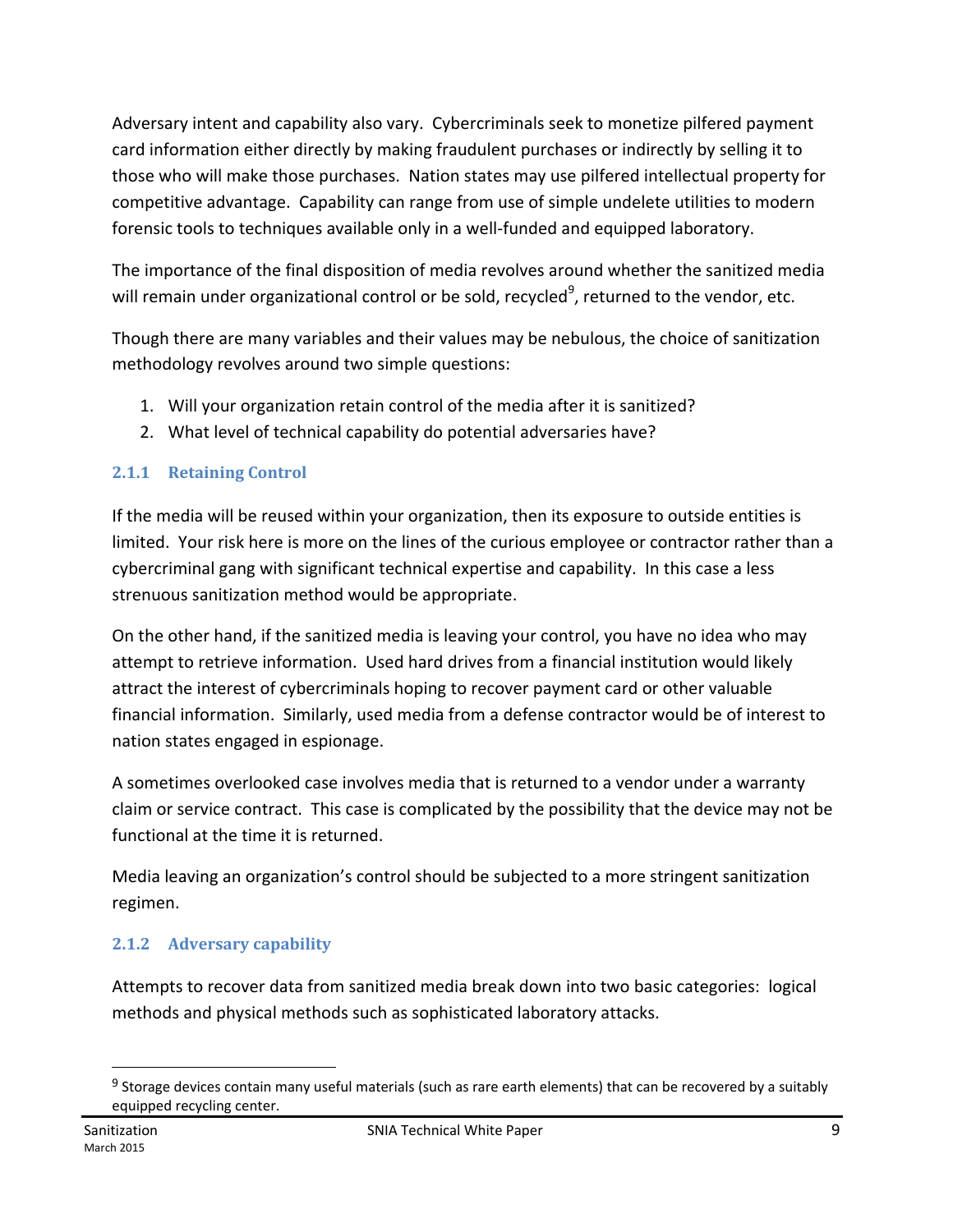Adversary intent and capability also vary. Cybercriminals seek to monetize pilfered payment card information either directly by making fraudulent purchases or indirectly by selling it to those who will make those purchases. Nation states may use pilfered intellectual property for competitive advantage. Capability can range from use of simple undelete utilities to modern forensic tools to techniques available only in a well-funded and equipped laboratory.

The importance of the final disposition of media revolves around whether the sanitized media will remain under organizational control or be sold, recycled[9], returned to the vendor, etc.

Though there are many variables and their values may be nebulous, the choice of sanitization methodology revolves around two simple questions:

1. Will your organization retain control of the media after it is sanitized?
2. What level of technical capability do potential adversaries have?

### 2.1.1 Retaining Control

If the media will be reused within your organization, then its exposure to outside entities is limited. Your risk here is more on the lines of the curious employee or contractor rather than a cybercriminal gang with significant technical expertise and capability. In this case a less strenuous sanitization method would be appropriate.

On the other hand, if the sanitized media is leaving your control, you have no idea who may attempt to retrieve information. Used hard drives from a financial institution would likely attract the interest of cybercriminals hoping to recover payment card or other valuable financial information. Similarly, used media from a defense contractor would be of interest to nation states engaged in espionage.

A sometimes overlooked case involves media that is returned to a vendor under a warranty claim or service contract. This case is complicated by the possibility that the device may not be functional at the time it is returned.

Media leaving an organization's control should be subjected to a more stringent sanitization regimen.

### 2.1.2 Adversary capability

Attempts to recover data from sanitized media break down into two basic categories: logical methods and physical methods such as sophisticated laboratory attacks.

---

[9] Storage devices contain many useful materials (such as rare earth elements) that can be recovered by a suitably equipped recycling center.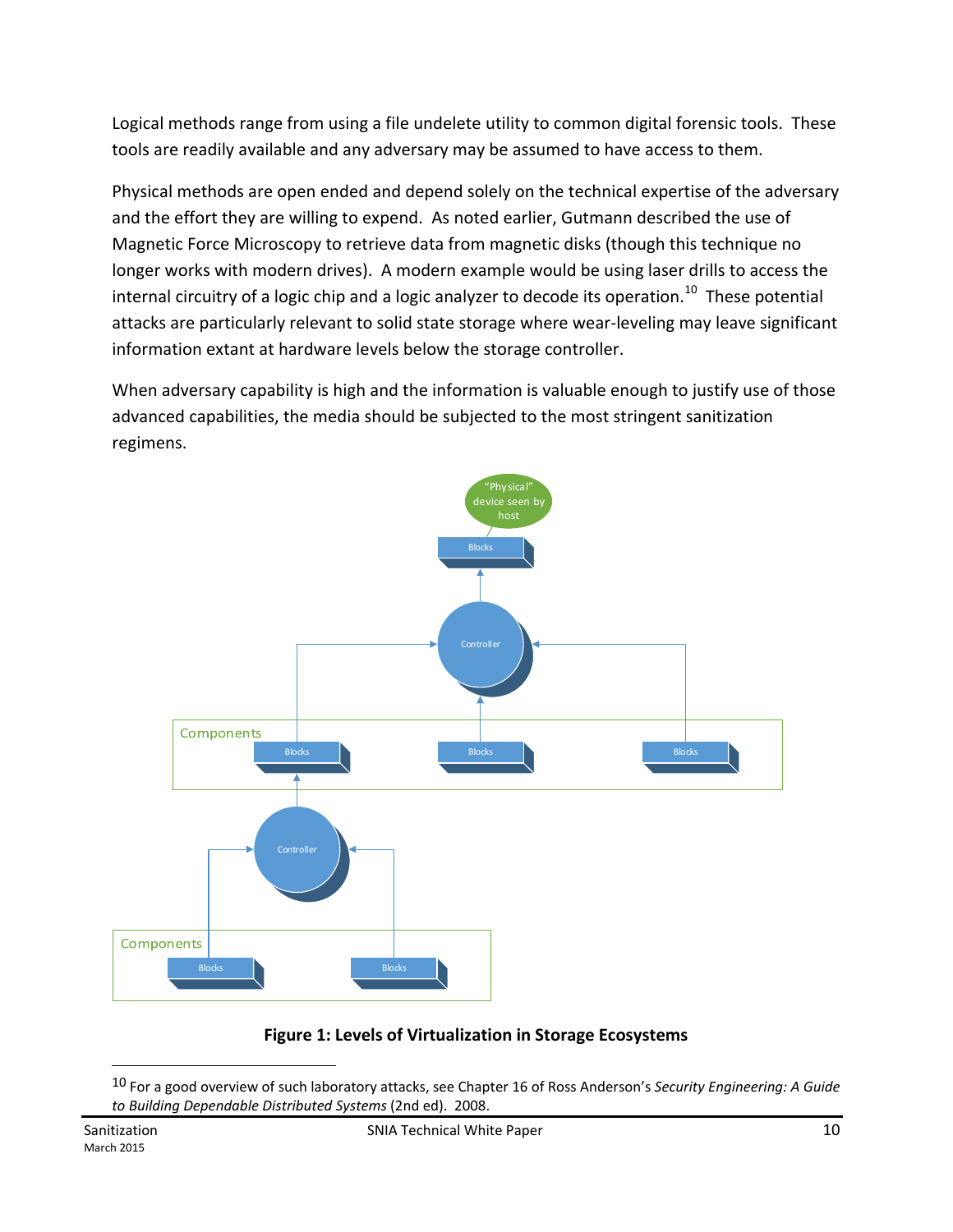Logical methods range from using a file undelete utility to common digital forensic tools. These tools are readily available and any adversary may be assumed to have access to them.

Physical methods are open ended and depend solely on the technical expertise of the adversary and the effort they are willing to expend. As noted earlier, Gutmann described the use of Magnetic Force Microscopy to retrieve data from magnetic disks (though this technique no longer works with modern drives). A modern example would be using laser drills to access the internal circuitry of a logic chip and a logic analyzer to decode its operation.[10] These potential attacks are particularly relevant to solid state storage where wear-leveling may leave significant information extant at hardware levels below the storage controller.

When adversary capability is high and the information is valuable enough to justify use of those advanced capabilities, the media should be subjected to the most stringent sanitization regimens.

**Figure 1: Levels of Virtualization in Storage Ecosystems**

[10] For a good overview of such laboratory attacks, see Chapter 16 of Ross Anderson's *Security Engineering: A Guide to Building Dependable Distributed Systems* (2nd ed). 2008.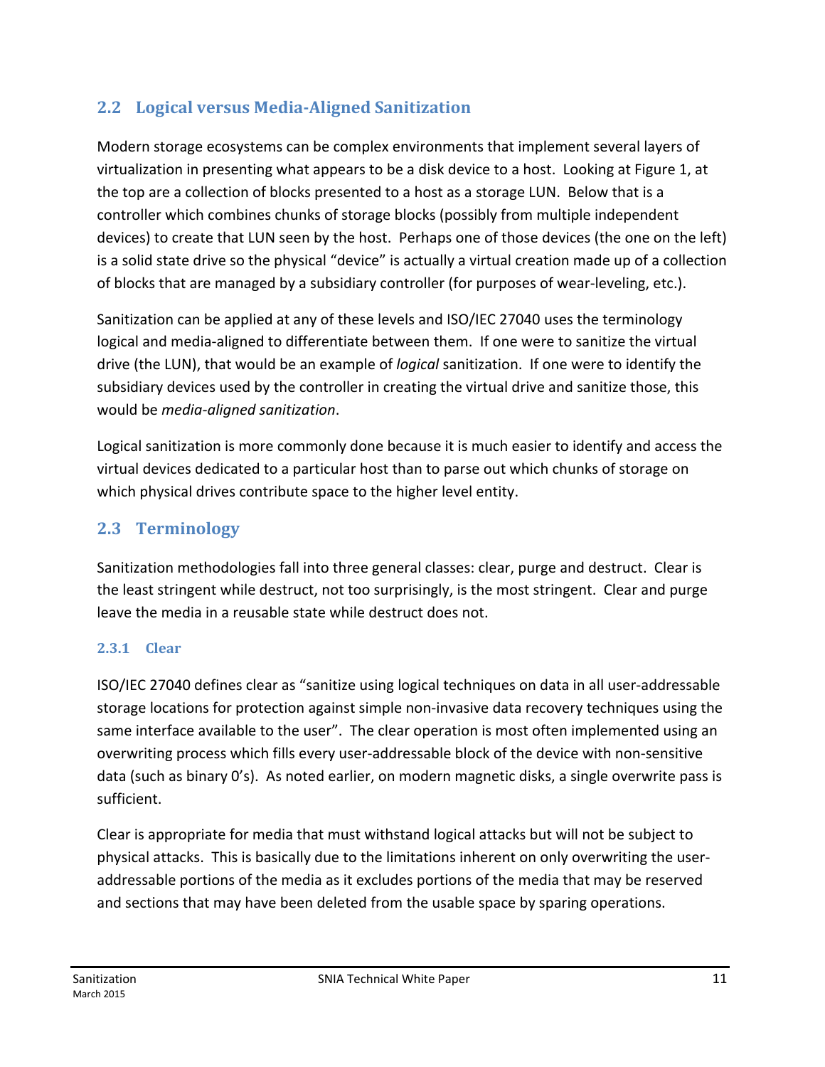## 2.2 Logical versus Media-Aligned Sanitization

Modern storage ecosystems can be complex environments that implement several layers of virtualization in presenting what appears to be a disk device to a host. Looking at Figure 1, at the top are a collection of blocks presented to a host as a storage LUN. Below that is a controller which combines chunks of storage blocks (possibly from multiple independent devices) to create that LUN seen by the host. Perhaps one of those devices (the one on the left) is a solid state drive so the physical "device" is actually a virtual creation made up of a collection of blocks that are managed by a subsidiary controller (for purposes of wear-leveling, etc.).

Sanitization can be applied at any of these levels and ISO/IEC 27040 uses the terminology logical and media-aligned to differentiate between them. If one were to sanitize the virtual drive (the LUN), that would be an example of *logical* sanitization. If one were to identify the subsidiary devices used by the controller in creating the virtual drive and sanitize those, this would be *media-aligned sanitization*.

Logical sanitization is more commonly done because it is much easier to identify and access the virtual devices dedicated to a particular host than to parse out which chunks of storage on which physical drives contribute space to the higher level entity.

## 2.3 Terminology

Sanitization methodologies fall into three general classes: clear, purge and destruct. Clear is the least stringent while destruct, not too surprisingly, is the most stringent. Clear and purge leave the media in a reusable state while destruct does not.

### 2.3.1 Clear

ISO/IEC 27040 defines clear as "sanitize using logical techniques on data in all user-addressable storage locations for protection against simple non-invasive data recovery techniques using the same interface available to the user". The clear operation is most often implemented using an overwriting process which fills every user-addressable block of the device with non-sensitive data (such as binary 0's). As noted earlier, on modern magnetic disks, a single overwrite pass is sufficient.

Clear is appropriate for media that must withstand logical attacks but will not be subject to physical attacks. This is basically due to the limitations inherent on only overwriting the user-addressable portions of the media as it excludes portions of the media that may be reserved and sections that may have been deleted from the usable space by sparing operations.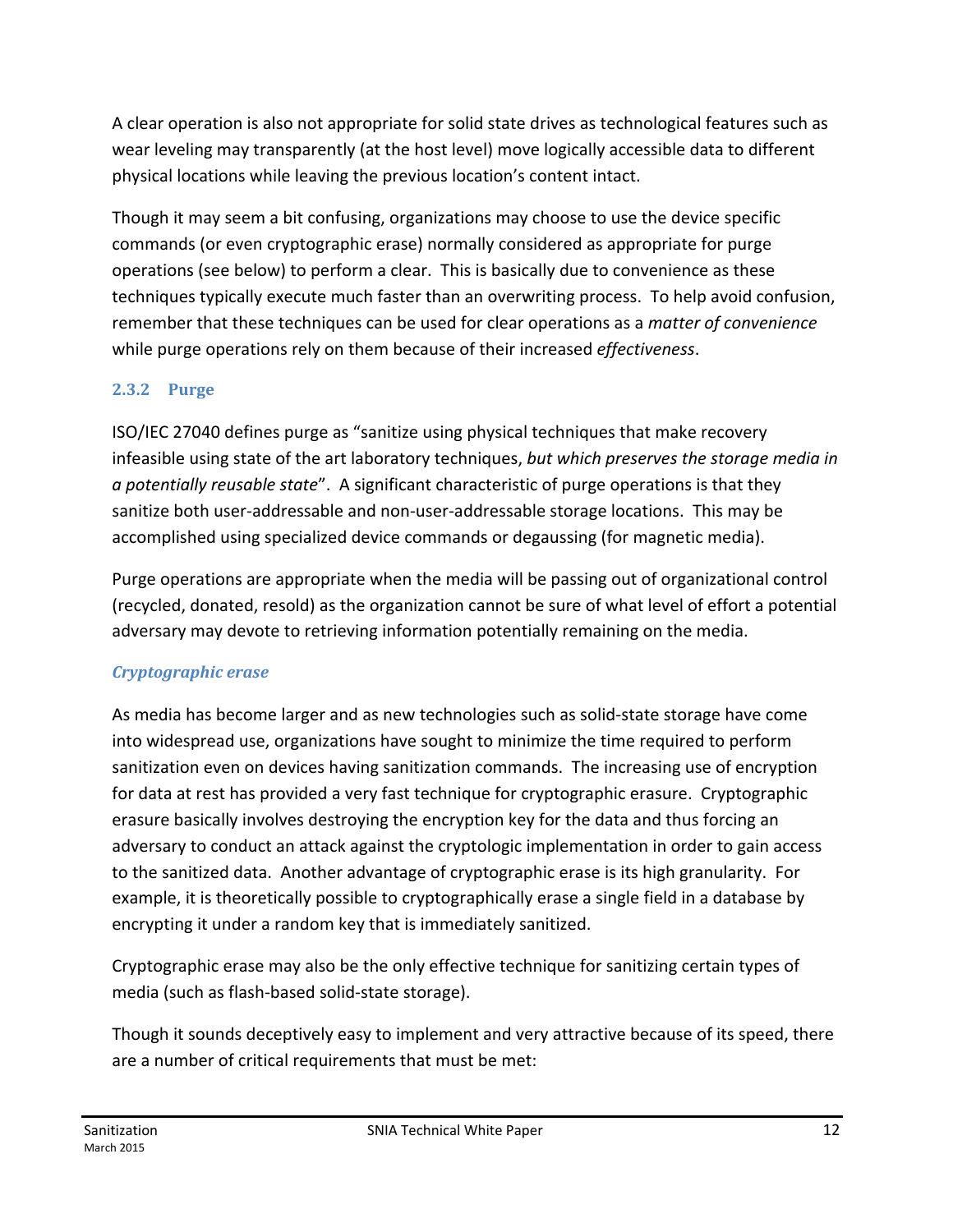A clear operation is also not appropriate for solid state drives as technological features such as wear leveling may transparently (at the host level) move logically accessible data to different physical locations while leaving the previous location's content intact.

Though it may seem a bit confusing, organizations may choose to use the device specific commands (or even cryptographic erase) normally considered as appropriate for purge operations (see below) to perform a clear. This is basically due to convenience as these techniques typically execute much faster than an overwriting process. To help avoid confusion, remember that these techniques can be used for clear operations as a *matter of convenience* while purge operations rely on them because of their increased *effectiveness*.

### 2.3.2 Purge

ISO/IEC 27040 defines purge as "sanitize using physical techniques that make recovery infeasible using state of the art laboratory techniques, *but which preserves the storage media in a potentially reusable state*". A significant characteristic of purge operations is that they sanitize both user-addressable and non-user-addressable storage locations. This may be accomplished using specialized device commands or degaussing (for magnetic media).

Purge operations are appropriate when the media will be passing out of organizational control (recycled, donated, resold) as the organization cannot be sure of what level of effort a potential adversary may devote to retrieving information potentially remaining on the media.

#### *Cryptographic erase*

As media has become larger and as new technologies such as solid-state storage have come into widespread use, organizations have sought to minimize the time required to perform sanitization even on devices having sanitization commands. The increasing use of encryption for data at rest has provided a very fast technique for cryptographic erasure. Cryptographic erasure basically involves destroying the encryption key for the data and thus forcing an adversary to conduct an attack against the cryptologic implementation in order to gain access to the sanitized data. Another advantage of cryptographic erase is its high granularity. For example, it is theoretically possible to cryptographically erase a single field in a database by encrypting it under a random key that is immediately sanitized.

Cryptographic erase may also be the only effective technique for sanitizing certain types of media (such as flash-based solid-state storage).

Though it sounds deceptively easy to implement and very attractive because of its speed, there are a number of critical requirements that must be met: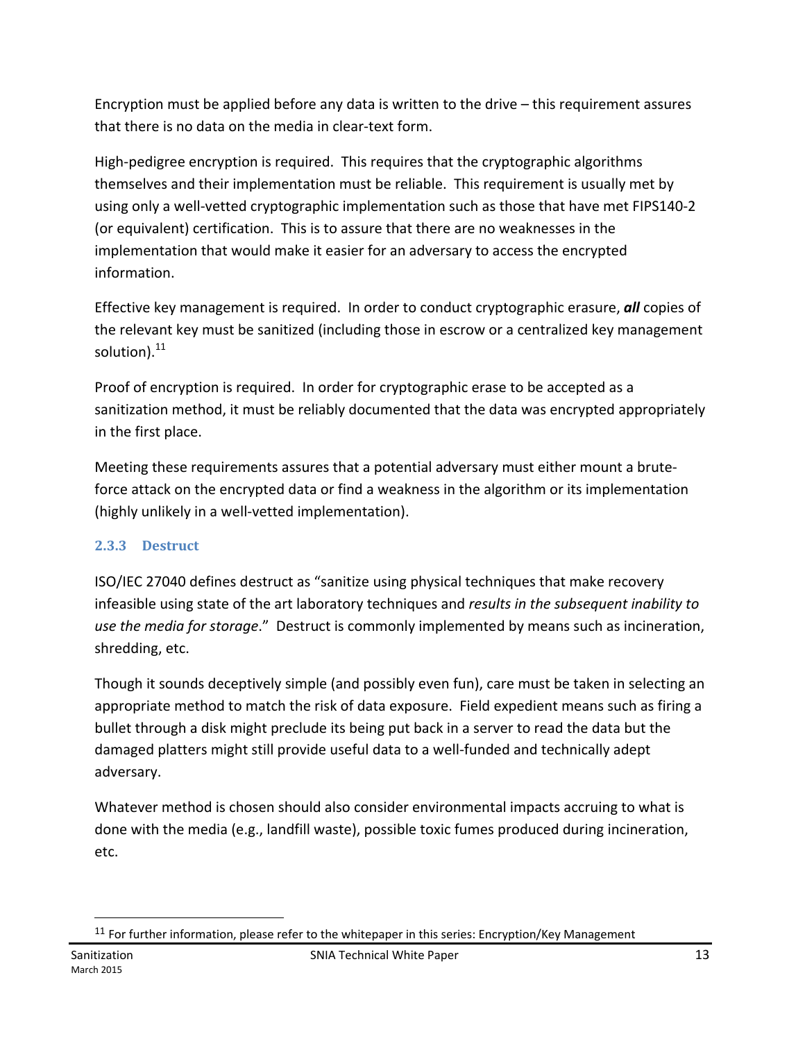Encryption must be applied before any data is written to the drive – this requirement assures that there is no data on the media in clear-text form.

High-pedigree encryption is required. This requires that the cryptographic algorithms themselves and their implementation must be reliable. This requirement is usually met by using only a well-vetted cryptographic implementation such as those that have met FIPS140-2 (or equivalent) certification. This is to assure that there are no weaknesses in the implementation that would make it easier for an adversary to access the encrypted information.

Effective key management is required. In order to conduct cryptographic erasure, ***all*** copies of the relevant key must be sanitized (including those in escrow or a centralized key management solution).[11]

Proof of encryption is required. In order for cryptographic erase to be accepted as a sanitization method, it must be reliably documented that the data was encrypted appropriately in the first place.

Meeting these requirements assures that a potential adversary must either mount a brute-force attack on the encrypted data or find a weakness in the algorithm or its implementation (highly unlikely in a well-vetted implementation).

### 2.3.3 Destruct

ISO/IEC 27040 defines destruct as "sanitize using physical techniques that make recovery infeasible using state of the art laboratory techniques and *results in the subsequent inability to use the media for storage*." Destruct is commonly implemented by means such as incineration, shredding, etc.

Though it sounds deceptively simple (and possibly even fun), care must be taken in selecting an appropriate method to match the risk of data exposure. Field expedient means such as firing a bullet through a disk might preclude its being put back in a server to read the data but the damaged platters might still provide useful data to a well-funded and technically adept adversary.

Whatever method is chosen should also consider environmental impacts accruing to what is done with the media (e.g., landfill waste), possible toxic fumes produced during incineration, etc.

---

[11] For further information, please refer to the whitepaper in this series: Encryption/Key Management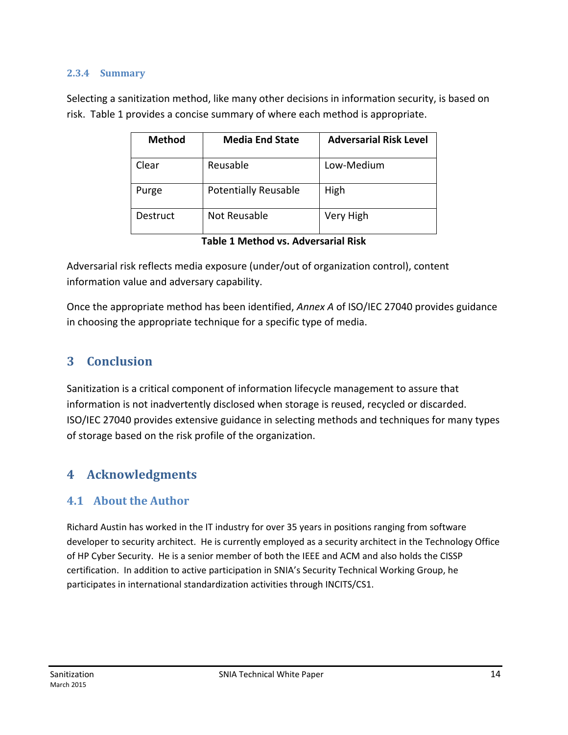### 2.3.4 Summary

Selecting a sanitization method, like many other decisions in information security, is based on risk. Table 1 provides a concise summary of where each method is appropriate.

| Method | Media End State | Adversarial Risk Level |
|---|---|---|
| Clear | Reusable | Low-Medium |
| Purge | Potentially Reusable | High |
| Destruct | Not Reusable | Very High |

**Table 1 Method vs. Adversarial Risk**

Adversarial risk reflects media exposure (under/out of organization control), content information value and adversary capability.

Once the appropriate method has been identified, *Annex A* of ISO/IEC 27040 provides guidance in choosing the appropriate technique for a specific type of media.

# 3 Conclusion

Sanitization is a critical component of information lifecycle management to assure that information is not inadvertently disclosed when storage is reused, recycled or discarded. ISO/IEC 27040 provides extensive guidance in selecting methods and techniques for many types of storage based on the risk profile of the organization.

# 4 Acknowledgments

## 4.1 About the Author

Richard Austin has worked in the IT industry for over 35 years in positions ranging from software developer to security architect. He is currently employed as a security architect in the Technology Office of HP Cyber Security. He is a senior member of both the IEEE and ACM and also holds the CISSP certification. In addition to active participation in SNIA's Security Technical Working Group, he participates in international standardization activities through INCITS/CS1.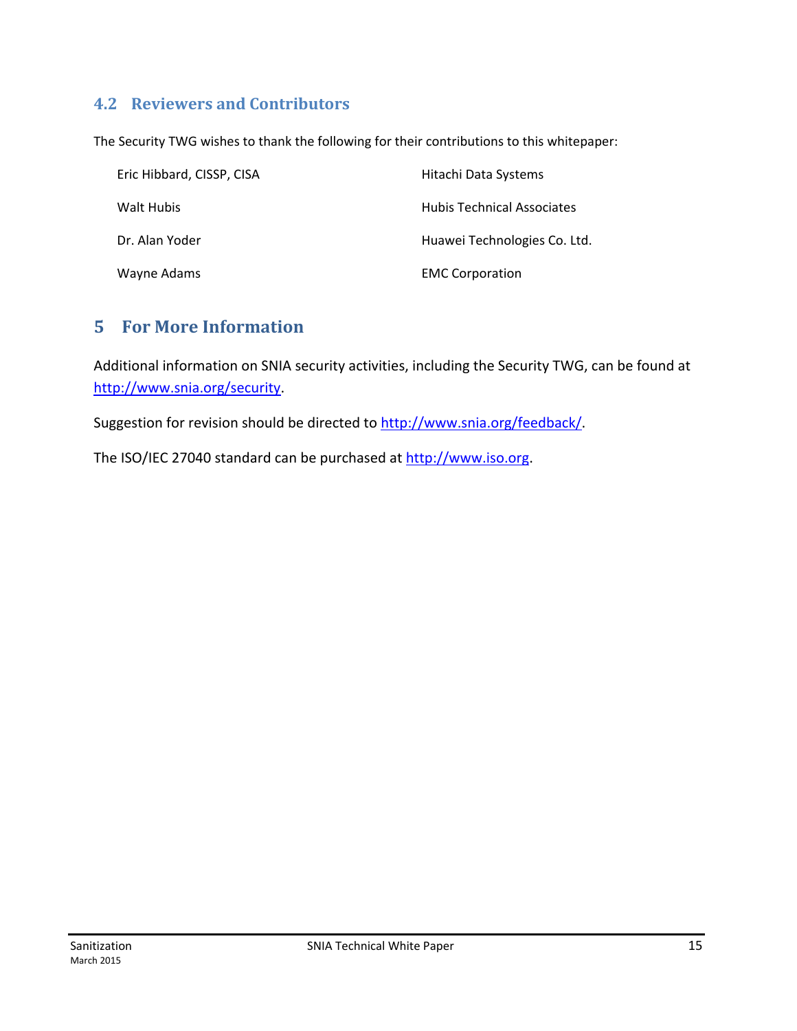## 4.2 Reviewers and Contributors

The Security TWG wishes to thank the following for their contributions to this whitepaper:

| | |
|---|---|
| Eric Hibbard, CISSP, CISA | Hitachi Data Systems |
| Walt Hubis | Hubis Technical Associates |
| Dr. Alan Yoder | Huawei Technologies Co. Ltd. |
| Wayne Adams | EMC Corporation |

# 5 For More Information

Additional information on SNIA security activities, including the Security TWG, can be found at http://www.snia.org/security.

Suggestion for revision should be directed to http://www.snia.org/feedback/.

The ISO/IEC 27040 standard can be purchased at http://www.iso.org.